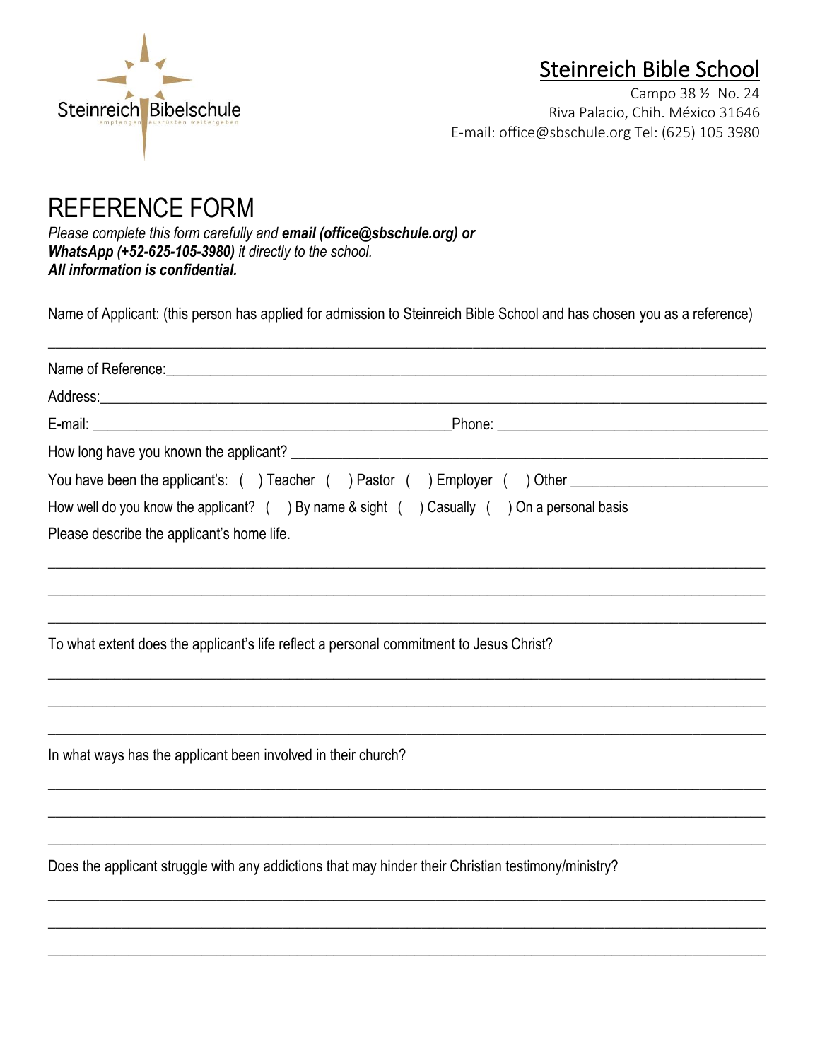Steinreich Bibelschule

empfangen ausrüsten weitergeben

# Steinreich Bible School

Campo 38 ½ No. 24
Riva Palacio, Chih. México 31646
E-mail: office@sbschule.org Tel: (625) 105 3980

# REFERENCE FORM

*Please complete this form carefully and* ***email (office@sbschule.org) or WhatsApp (+52-625-105-3980)*** *it directly to the school.*
***All information is confidential.***

Name of Applicant: (this person has applied for admission to Steinreich Bible School and has chosen you as a reference)

\_\_\_\_\_\_\_\_\_\_\_\_\_\_\_\_\_\_\_\_\_\_\_\_\_\_\_\_\_\_\_\_\_\_\_\_\_\_\_\_\_\_\_\_\_\_\_\_\_\_\_\_\_\_\_\_\_\_\_\_\_\_\_\_\_\_\_\_\_\_\_\_\_\_\_\_\_\_

Name of Reference:\_\_\_\_\_\_\_\_\_\_\_\_\_\_\_\_\_\_\_\_\_\_\_\_\_\_\_\_\_\_\_\_\_\_\_\_\_\_\_\_\_\_\_\_\_\_\_\_\_\_\_\_\_\_\_\_\_\_\_\_

Address:\_\_\_\_\_\_\_\_\_\_\_\_\_\_\_\_\_\_\_\_\_\_\_\_\_\_\_\_\_\_\_\_\_\_\_\_\_\_\_\_\_\_\_\_\_\_\_\_\_\_\_\_\_\_\_\_\_\_\_\_\_\_\_\_\_\_\_\_

E-mail: \_\_\_\_\_\_\_\_\_\_\_\_\_\_\_\_\_\_\_\_\_\_\_\_\_\_\_\_\_\_\_\_\_\_\_\_\_\_Phone: \_\_\_\_\_\_\_\_\_\_\_\_\_\_\_\_\_\_\_\_\_\_\_\_\_\_\_\_\_\_

How long have you known the applicant? \_\_\_\_\_\_\_\_\_\_\_\_\_\_\_\_\_\_\_\_\_\_\_\_\_\_\_\_\_\_\_\_\_\_\_\_\_\_\_\_\_\_\_\_\_\_\_\_

You have been the applicant's: ( ) Teacher ( ) Pastor ( ) Employer ( ) Other \_\_\_\_\_\_\_\_\_\_\_\_\_\_\_\_\_\_\_\_

How well do you know the applicant? ( ) By name & sight ( ) Casually ( ) On a personal basis

Please describe the applicant's home life.

\_\_\_\_\_\_\_\_\_\_\_\_\_\_\_\_\_\_\_\_\_\_\_\_\_\_\_\_\_\_\_\_\_\_\_\_\_\_\_\_\_\_\_\_\_\_\_\_\_\_\_\_\_\_\_\_\_\_\_\_\_\_\_\_\_\_\_\_\_\_\_\_\_\_\_\_\_\_

\_\_\_\_\_\_\_\_\_\_\_\_\_\_\_\_\_\_\_\_\_\_\_\_\_\_\_\_\_\_\_\_\_\_\_\_\_\_\_\_\_\_\_\_\_\_\_\_\_\_\_\_\_\_\_\_\_\_\_\_\_\_\_\_\_\_\_\_\_\_\_\_\_\_\_\_\_\_

\_\_\_\_\_\_\_\_\_\_\_\_\_\_\_\_\_\_\_\_\_\_\_\_\_\_\_\_\_\_\_\_\_\_\_\_\_\_\_\_\_\_\_\_\_\_\_\_\_\_\_\_\_\_\_\_\_\_\_\_\_\_\_\_\_\_\_\_\_\_\_\_\_\_\_\_\_\_

To what extent does the applicant's life reflect a personal commitment to Jesus Christ?

\_\_\_\_\_\_\_\_\_\_\_\_\_\_\_\_\_\_\_\_\_\_\_\_\_\_\_\_\_\_\_\_\_\_\_\_\_\_\_\_\_\_\_\_\_\_\_\_\_\_\_\_\_\_\_\_\_\_\_\_\_\_\_\_\_\_\_\_\_\_\_\_\_\_\_\_\_\_

\_\_\_\_\_\_\_\_\_\_\_\_\_\_\_\_\_\_\_\_\_\_\_\_\_\_\_\_\_\_\_\_\_\_\_\_\_\_\_\_\_\_\_\_\_\_\_\_\_\_\_\_\_\_\_\_\_\_\_\_\_\_\_\_\_\_\_\_\_\_\_\_\_\_\_\_\_\_

\_\_\_\_\_\_\_\_\_\_\_\_\_\_\_\_\_\_\_\_\_\_\_\_\_\_\_\_\_\_\_\_\_\_\_\_\_\_\_\_\_\_\_\_\_\_\_\_\_\_\_\_\_\_\_\_\_\_\_\_\_\_\_\_\_\_\_\_\_\_\_\_\_\_\_\_\_\_

In what ways has the applicant been involved in their church?

\_\_\_\_\_\_\_\_\_\_\_\_\_\_\_\_\_\_\_\_\_\_\_\_\_\_\_\_\_\_\_\_\_\_\_\_\_\_\_\_\_\_\_\_\_\_\_\_\_\_\_\_\_\_\_\_\_\_\_\_\_\_\_\_\_\_\_\_\_\_\_\_\_\_\_\_\_\_

\_\_\_\_\_\_\_\_\_\_\_\_\_\_\_\_\_\_\_\_\_\_\_\_\_\_\_\_\_\_\_\_\_\_\_\_\_\_\_\_\_\_\_\_\_\_\_\_\_\_\_\_\_\_\_\_\_\_\_\_\_\_\_\_\_\_\_\_\_\_\_\_\_\_\_\_\_\_

\_\_\_\_\_\_\_\_\_\_\_\_\_\_\_\_\_\_\_\_\_\_\_\_\_\_\_\_\_\_\_\_\_\_\_\_\_\_\_\_\_\_\_\_\_\_\_\_\_\_\_\_\_\_\_\_\_\_\_\_\_\_\_\_\_\_\_\_\_\_\_\_\_\_\_\_\_\_

Does the applicant struggle with any addictions that may hinder their Christian testimony/ministry?

\_\_\_\_\_\_\_\_\_\_\_\_\_\_\_\_\_\_\_\_\_\_\_\_\_\_\_\_\_\_\_\_\_\_\_\_\_\_\_\_\_\_\_\_\_\_\_\_\_\_\_\_\_\_\_\_\_\_\_\_\_\_\_\_\_\_\_\_\_\_\_\_\_\_\_\_\_\_

\_\_\_\_\_\_\_\_\_\_\_\_\_\_\_\_\_\_\_\_\_\_\_\_\_\_\_\_\_\_\_\_\_\_\_\_\_\_\_\_\_\_\_\_\_\_\_\_\_\_\_\_\_\_\_\_\_\_\_\_\_\_\_\_\_\_\_\_\_\_\_\_\_\_\_\_\_\_

\_\_\_\_\_\_\_\_\_\_\_\_\_\_\_\_\_\_\_\_\_\_\_\_\_\_\_\_\_\_\_\_\_\_\_\_\_\_\_\_\_\_\_\_\_\_\_\_\_\_\_\_\_\_\_\_\_\_\_\_\_\_\_\_\_\_\_\_\_\_\_\_\_\_\_\_\_\_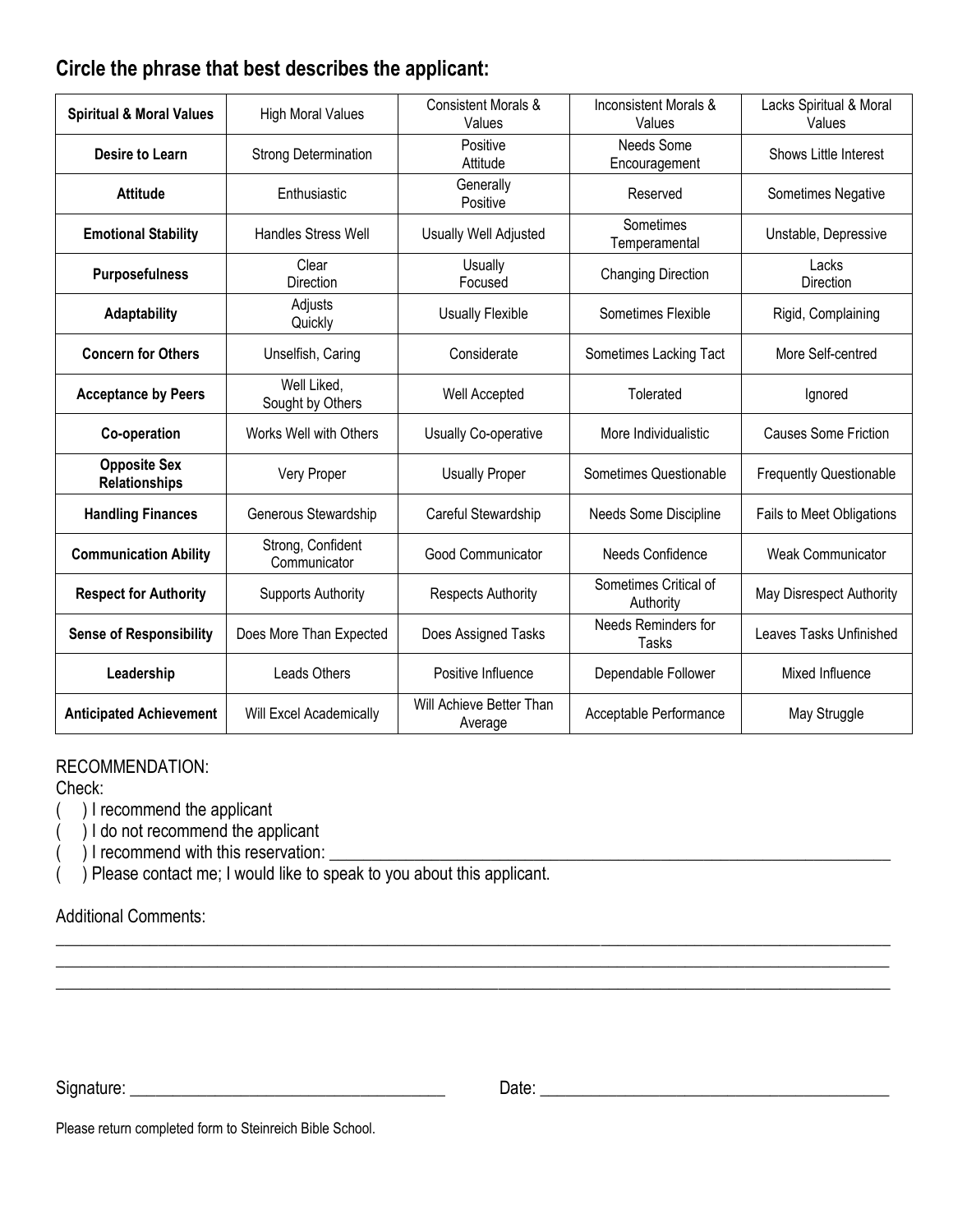## Circle the phrase that best describes the applicant:

| | | | | |
|---|---|---|---|---|
| **Spiritual & Moral Values** | High Moral Values | Consistent Morals & Values | Inconsistent Morals & Values | Lacks Spiritual & Moral Values |
| **Desire to Learn** | Strong Determination | Positive Attitude | Needs Some Encouragement | Shows Little Interest |
| **Attitude** | Enthusiastic | Generally Positive | Reserved | Sometimes Negative |
| **Emotional Stability** | Handles Stress Well | Usually Well Adjusted | Sometimes Temperamental | Unstable, Depressive |
| **Purposefulness** | Clear Direction | Usually Focused | Changing Direction | Lacks Direction |
| **Adaptability** | Adjusts Quickly | Usually Flexible | Sometimes Flexible | Rigid, Complaining |
| **Concern for Others** | Unselfish, Caring | Considerate | Sometimes Lacking Tact | More Self-centred |
| **Acceptance by Peers** | Well Liked, Sought by Others | Well Accepted | Tolerated | Ignored |
| **Co-operation** | Works Well with Others | Usually Co-operative | More Individualistic | Causes Some Friction |
| **Opposite Sex Relationships** | Very Proper | Usually Proper | Sometimes Questionable | Frequently Questionable |
| **Handling Finances** | Generous Stewardship | Careful Stewardship | Needs Some Discipline | Fails to Meet Obligations |
| **Communication Ability** | Strong, Confident Communicator | Good Communicator | Needs Confidence | Weak Communicator |
| **Respect for Authority** | Supports Authority | Respects Authority | Sometimes Critical of Authority | May Disrespect Authority |
| **Sense of Responsibility** | Does More Than Expected | Does Assigned Tasks | Needs Reminders for Tasks | Leaves Tasks Unfinished |
| **Leadership** | Leads Others | Positive Influence | Dependable Follower | Mixed Influence |
| **Anticipated Achievement** | Will Excel Academically | Will Achieve Better Than Average | Acceptable Performance | May Struggle |

RECOMMENDATION:

Check:

( ) I recommend the applicant

( ) I do not recommend the applicant

( ) I recommend with this reservation: ______________________________________________

( ) Please contact me; I would like to speak to you about this applicant.

Additional Comments:

______________________________________________________________________________

______________________________________________________________________________

______________________________________________________________________________

Signature: ______________________________ Date: ______________________________

Please return completed form to Steinreich Bible School.